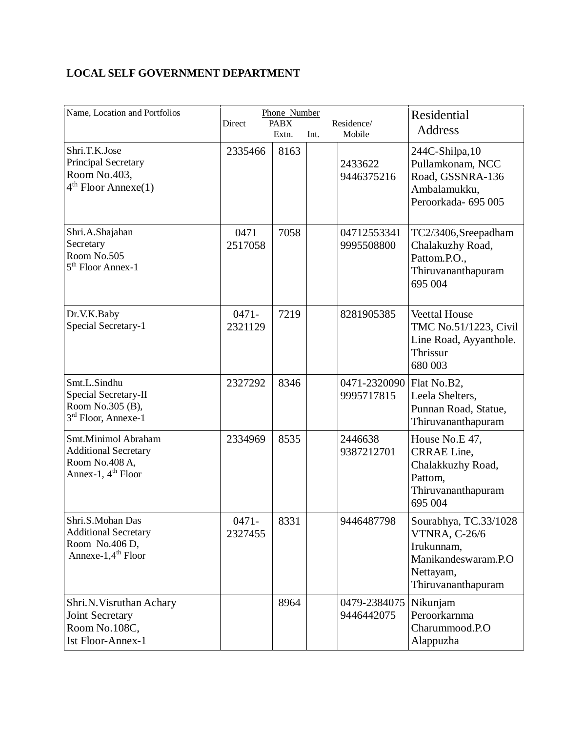## LOCAL SELF GOVERNMENT DEPARTMENT

| Name, Location and Portfolios | Phone Number | | | | Residential Address |
|---|---|---|---|---|---|
| | Direct | PABX Extn. | Int. | Residence/ Mobile | |
| Shri.T.K.Jose<br>Principal Secretary<br>Room No.403,<br>4th Floor Annexe(1) | 2335466 | 8163 | | 2433622<br>9446375216 | 244C-Shilpa,10 Pullamkonam, NCC Road, GSSNRA-136 Ambalamukku, Peroorkada- 695 005 |
| Shri.A.Shajahan<br>Secretary<br>Room No.505<br>5th Floor Annex-1 | 0471 2517058 | 7058 | | 04712553341<br>9995508800 | TC2/3406,Sreepadham Chalakuzhy Road, Pattom.P.O., Thiruvananthapuram 695 004 |
| Dr.V.K.Baby<br>Special Secretary-1 | 0471-2321129 | 7219 | | 8281905385 | Veettal House TMC No.51/1223, Civil Line Road, Ayyanthole. Thrissur 680 003 |
| Smt.L.Sindhu<br>Special Secretary-II<br>Room No.305 (B),<br>3rd Floor, Annexe-1 | 2327292 | 8346 | | 0471-2320090<br>9995717815 | Flat No.B2, Leela Shelters, Punnan Road, Statue, Thiruvananthapuram |
| Smt.Minimol Abraham<br>Additional Secretary<br>Room No.408 A,<br>Annex-1, 4th Floor | 2334969 | 8535 | | 2446638<br>9387212701 | House No.E 47, CRRAE Line, Chalakkuzhy Road, Pattom, Thiruvananthapuram 695 004 |
| Shri.S.Mohan Das<br>Additional Secretary<br>Room No.406 D,<br>Annexe-1,4th Floor | 0471-2327455 | 8331 | | 9446487798 | Sourabhya, TC.33/1028 VTNRA, C-26/6 Irukunnam, Manikandeswaram.P.O Nettayam, Thiruvananthapuram |
| Shri.N.Visruthan Achary<br>Joint Secretary<br>Room No.108C,<br>Ist Floor-Annex-1 | | 8964 | | 0479-2384075<br>9446442075 | Nikunjam Peroorkarnma Charummood.P.O Alappuzha |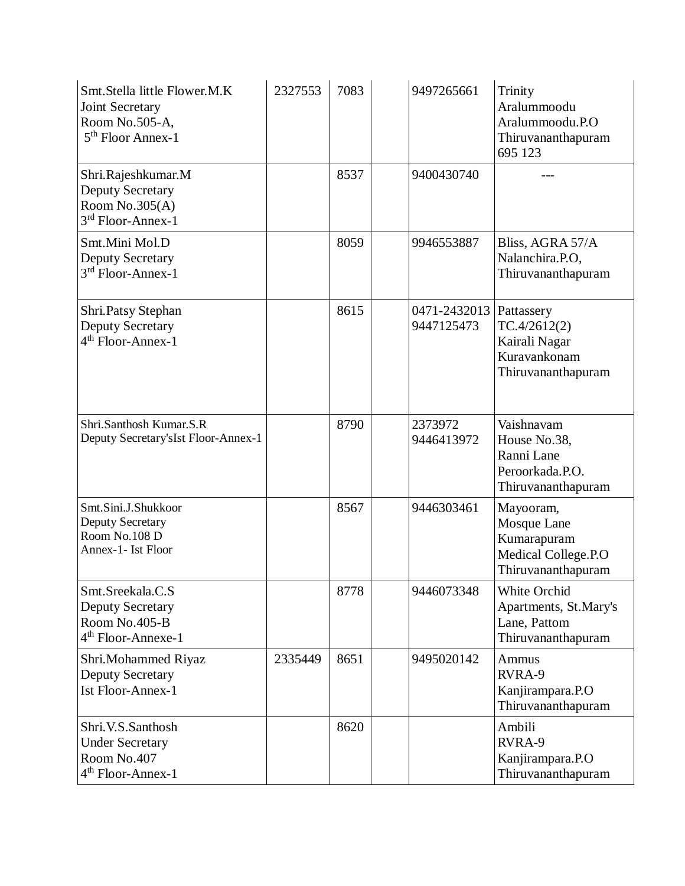| | | | | | |
|---|---|---|---|---|---|
| Smt.Stella little Flower.M.K<br>Joint Secretary<br>Room No.505-A,<br>5th Floor Annex-1 | 2327553 | 7083 | | 9497265661 | Trinity<br>Aralummoodu<br>Aralummoodu.P.O<br>Thiruvananthapuram<br>695 123 |
| Shri.Rajeshkumar.M<br>Deputy Secretary<br>Room No.305(A)<br>3rd Floor-Annex-1 | | 8537 | | 9400430740 | --- |
| Smt.Mini Mol.D<br>Deputy Secretary<br>3rd Floor-Annex-1 | | 8059 | | 9946553887 | Bliss, AGRA 57/A<br>Nalanchira.P.O,<br>Thiruvananthapuram |
| Shri.Patsy Stephan<br>Deputy Secretary<br>4th Floor-Annex-1 | | 8615 | | 0471-2432013<br>9447125473 | Pattassery<br>TC.4/2612(2)<br>Kairali Nagar<br>Kuravankonam<br>Thiruvananthapuram |
| Shri.Santhosh Kumar.S.R<br>Deputy Secretary'sIst Floor-Annex-1 | | 8790 | | 2373972<br>9446413972 | Vaishnavam<br>House No.38,<br>Ranni Lane<br>Peroorkada.P.O.<br>Thiruvananthapuram |
| Smt.Sini.J.Shukkoor<br>Deputy Secretary<br>Room No.108 D<br>Annex-1- Ist Floor | | 8567 | | 9446303461 | Mayooram,<br>Mosque Lane<br>Kumarapuram<br>Medical College.P.O<br>Thiruvananthapuram |
| Smt.Sreekala.C.S<br>Deputy Secretary<br>Room No.405-B<br>4th Floor-Annexe-1 | | 8778 | | 9446073348 | White Orchid<br>Apartments, St.Mary's<br>Lane, Pattom<br>Thiruvananthapuram |
| Shri.Mohammed Riyaz<br>Deputy Secretary<br>Ist Floor-Annex-1 | 2335449 | 8651 | | 9495020142 | Ammus<br>RVRA-9<br>Kanjirampara.P.O<br>Thiruvananthapuram |
| Shri.V.S.Santhosh<br>Under Secretary<br>Room No.407<br>4th Floor-Annex-1 | | 8620 | | | Ambili<br>RVRA-9<br>Kanjirampara.P.O<br>Thiruvananthapuram |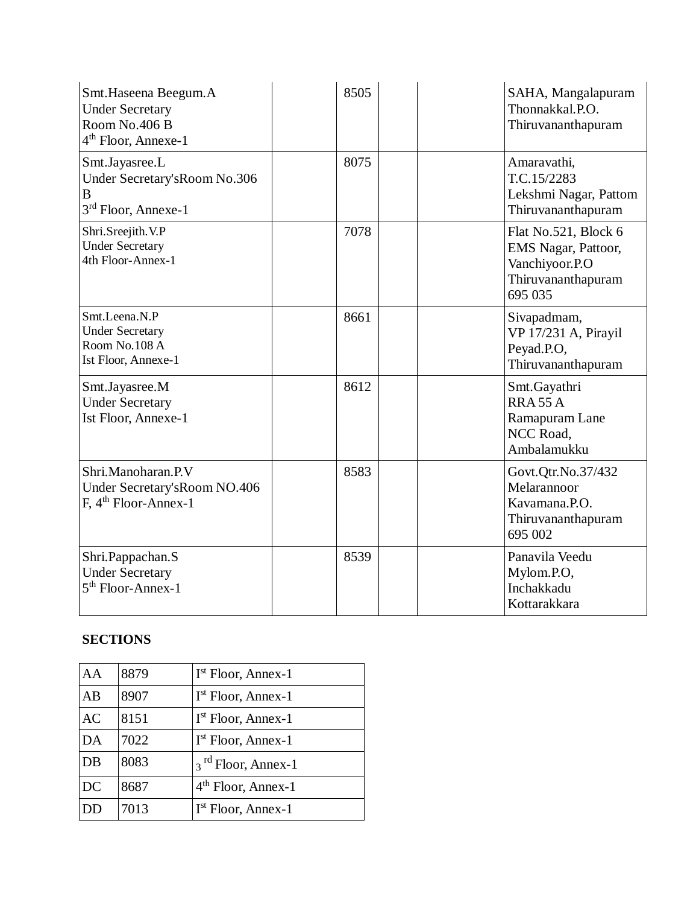| | | | | | |
|---|---|---|---|---|---|
| Smt.Haseena Beegum.A<br>Under Secretary<br>Room No.406 B<br>4th Floor, Annexe-1 | | 8505 | | | SAHA, Mangalapuram<br>Thonnakkal.P.O.<br>Thiruvananthapuram |
| Smt.Jayasree.L<br>Under Secretary'sRoom No.306 B<br>3rd Floor, Annexe-1 | | 8075 | | | Amaravathi,<br>T.C.15/2283<br>Lekshmi Nagar, Pattom<br>Thiruvananthapuram |
| Shri.Sreejith.V.P<br>Under Secretary<br>4th Floor-Annex-1 | | 7078 | | | Flat No.521, Block 6<br>EMS Nagar, Pattoor,<br>Vanchiyoor.P.O<br>Thiruvananthapuram<br>695 035 |
| Smt.Leena.N.P<br>Under Secretary<br>Room No.108 A<br>Ist Floor, Annexe-1 | | 8661 | | | Sivapadmam,<br>VP 17/231 A, Pirayil<br>Peyad.P.O,<br>Thiruvananthapuram |
| Smt.Jayasree.M<br>Under Secretary<br>Ist Floor, Annexe-1 | | 8612 | | | Smt.Gayathri<br>RRA 55 A<br>Ramapuram Lane<br>NCC Road,<br>Ambalamukku |
| Shri.Manoharan.P.V<br>Under Secretary'sRoom NO.406 F, 4th Floor-Annex-1 | | 8583 | | | Govt.Qtr.No.37/432<br>Melarannoor<br>Kavamana.P.O.<br>Thiruvananthapuram<br>695 002 |
| Shri.Pappachan.S<br>Under Secretary<br>5th Floor-Annex-1 | | 8539 | | | Panavila Veedu<br>Mylom.P.O,<br>Inchakkadu<br>Kottarakkara |

**SECTIONS**

| | | |
|---|---|---|
| AA | 8879 | Ist Floor, Annex-1 |
| AB | 8907 | Ist Floor, Annex-1 |
| AC | 8151 | Ist Floor, Annex-1 |
| DA | 7022 | Ist Floor, Annex-1 |
| DB | 8083 | 3 rd Floor, Annex-1 |
| DC | 8687 | 4th Floor, Annex-1 |
| DD | 7013 | Ist Floor, Annex-1 |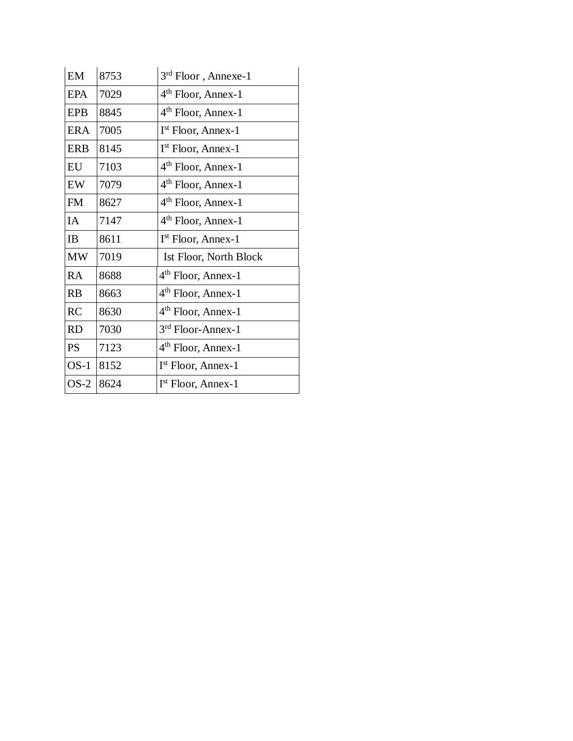| | | |
|---|---|---|
| EM | 8753 | 3rd Floor , Annexe-1 |
| EPA | 7029 | 4th Floor, Annex-1 |
| EPB | 8845 | 4th Floor, Annex-1 |
| ERA | 7005 | Ist Floor, Annex-1 |
| ERB | 8145 | Ist Floor, Annex-1 |
| EU | 7103 | 4th Floor, Annex-1 |
| EW | 7079 | 4th Floor, Annex-1 |
| FM | 8627 | 4th Floor, Annex-1 |
| IA | 7147 | 4th Floor, Annex-1 |
| IB | 8611 | Ist Floor, Annex-1 |
| MW | 7019 | Ist Floor, North Block |
| RA | 8688 | 4th Floor, Annex-1 |
| RB | 8663 | 4th Floor, Annex-1 |
| RC | 8630 | 4th Floor, Annex-1 |
| RD | 7030 | 3rd Floor-Annex-1 |
| PS | 7123 | 4th Floor, Annex-1 |
| OS-1 | 8152 | Ist Floor, Annex-1 |
| OS-2 | 8624 | Ist Floor, Annex-1 |